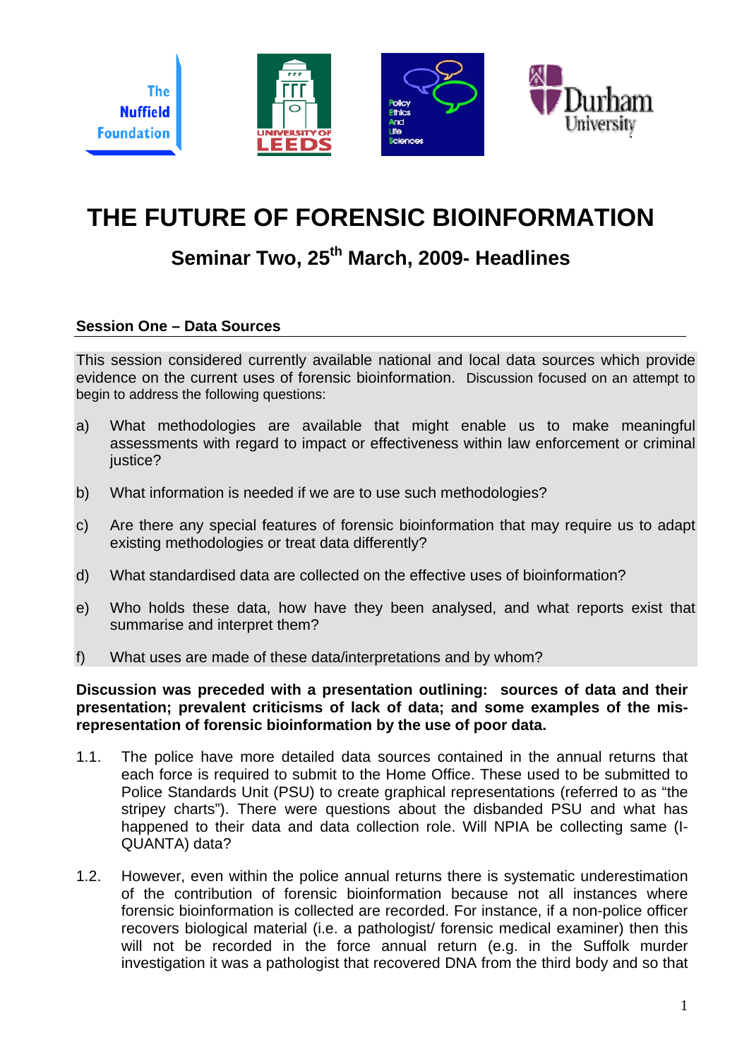# THE FUTURE OF FORENSIC BIOINFORMATION

## Seminar Two, 25th March, 2009- Headlines

### Session One – Data Sources

This session considered currently available national and local data sources which provide evidence on the current uses of forensic bioinformation. Discussion focused on an attempt to begin to address the following questions:

a) What methodologies are available that might enable us to make meaningful assessments with regard to impact or effectiveness within law enforcement or criminal justice?

b) What information is needed if we are to use such methodologies?

c) Are there any special features of forensic bioinformation that may require us to adapt existing methodologies or treat data differently?

d) What standardised data are collected on the effective uses of bioinformation?

e) Who holds these data, how have they been analysed, and what reports exist that summarise and interpret them?

f) What uses are made of these data/interpretations and by whom?

**Discussion was preceded with a presentation outlining: sources of data and their presentation; prevalent criticisms of lack of data; and some examples of the mis-representation of forensic bioinformation by the use of poor data.**

1.1. The police have more detailed data sources contained in the annual returns that each force is required to submit to the Home Office. These used to be submitted to Police Standards Unit (PSU) to create graphical representations (referred to as "the stripey charts"). There were questions about the disbanded PSU and what has happened to their data and data collection role. Will NPIA be collecting same (I-QUANTA) data?

1.2. However, even within the police annual returns there is systematic underestimation of the contribution of forensic bioinformation because not all instances where forensic bioinformation is collected are recorded. For instance, if a non-police officer recovers biological material (i.e. a pathologist/ forensic medical examiner) then this will not be recorded in the force annual return (e.g. in the Suffolk murder investigation it was a pathologist that recovered DNA from the third body and so that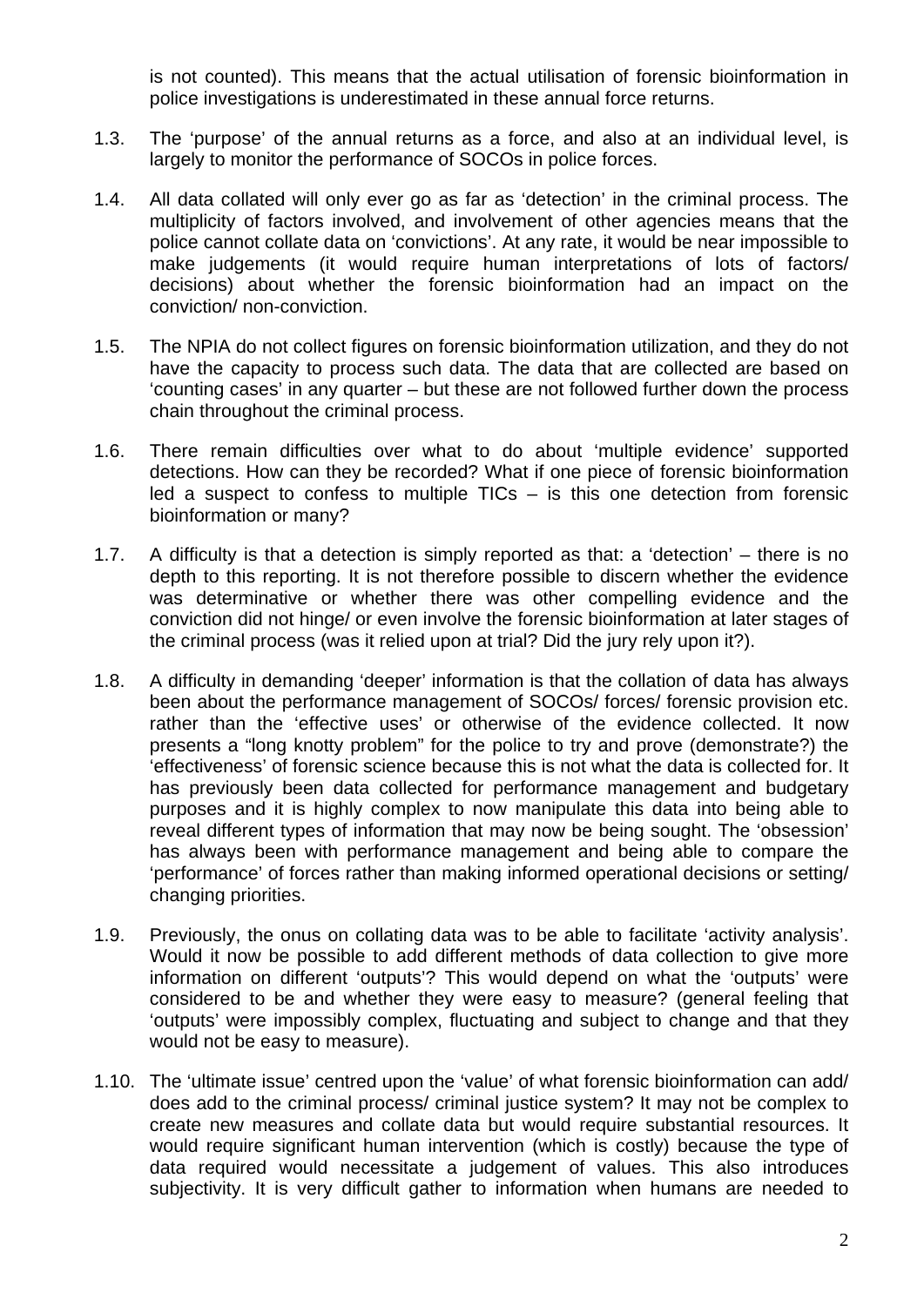is not counted). This means that the actual utilisation of forensic bioinformation in police investigations is underestimated in these annual force returns.

1.3. The 'purpose' of the annual returns as a force, and also at an individual level, is largely to monitor the performance of SOCOs in police forces.

1.4. All data collated will only ever go as far as 'detection' in the criminal process. The multiplicity of factors involved, and involvement of other agencies means that the police cannot collate data on 'convictions'. At any rate, it would be near impossible to make judgements (it would require human interpretations of lots of factors/ decisions) about whether the forensic bioinformation had an impact on the conviction/ non-conviction.

1.5. The NPIA do not collect figures on forensic bioinformation utilization, and they do not have the capacity to process such data. The data that are collected are based on 'counting cases' in any quarter – but these are not followed further down the process chain throughout the criminal process.

1.6. There remain difficulties over what to do about 'multiple evidence' supported detections. How can they be recorded? What if one piece of forensic bioinformation led a suspect to confess to multiple TICs – is this one detection from forensic bioinformation or many?

1.7. A difficulty is that a detection is simply reported as that: a 'detection' – there is no depth to this reporting. It is not therefore possible to discern whether the evidence was determinative or whether there was other compelling evidence and the conviction did not hinge/ or even involve the forensic bioinformation at later stages of the criminal process (was it relied upon at trial? Did the jury rely upon it?).

1.8. A difficulty in demanding 'deeper' information is that the collation of data has always been about the performance management of SOCOs/ forces/ forensic provision etc. rather than the 'effective uses' or otherwise of the evidence collected. It now presents a "long knotty problem" for the police to try and prove (demonstrate?) the 'effectiveness' of forensic science because this is not what the data is collected for. It has previously been data collected for performance management and budgetary purposes and it is highly complex to now manipulate this data into being able to reveal different types of information that may now be being sought. The 'obsession' has always been with performance management and being able to compare the 'performance' of forces rather than making informed operational decisions or setting/ changing priorities.

1.9. Previously, the onus on collating data was to be able to facilitate 'activity analysis'. Would it now be possible to add different methods of data collection to give more information on different 'outputs'? This would depend on what the 'outputs' were considered to be and whether they were easy to measure? (general feeling that 'outputs' were impossibly complex, fluctuating and subject to change and that they would not be easy to measure).

1.10. The 'ultimate issue' centred upon the 'value' of what forensic bioinformation can add/ does add to the criminal process/ criminal justice system? It may not be complex to create new measures and collate data but would require substantial resources. It would require significant human intervention (which is costly) because the type of data required would necessitate a judgement of values. This also introduces subjectivity. It is very difficult gather to information when humans are needed to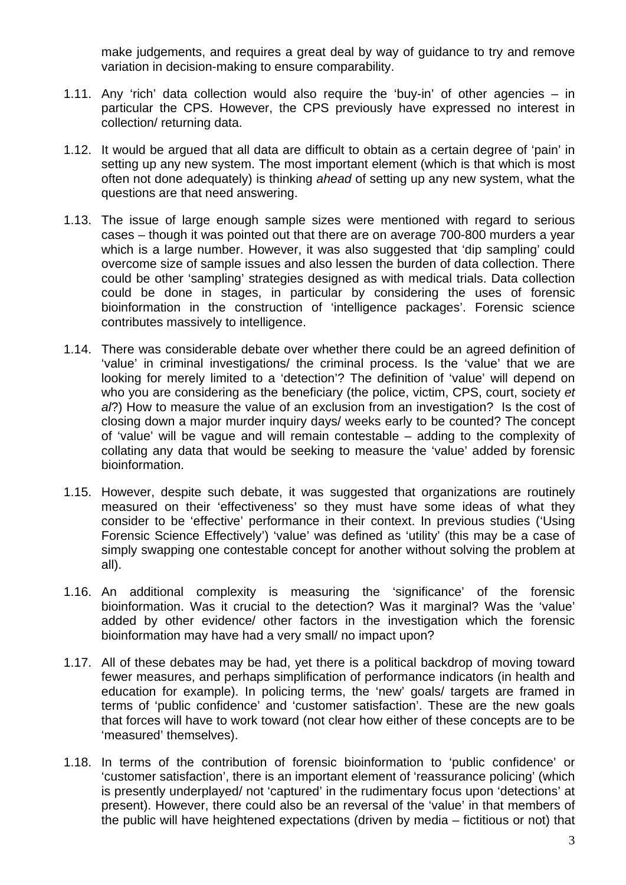make judgements, and requires a great deal by way of guidance to try and remove variation in decision-making to ensure comparability.

1.11. Any 'rich' data collection would also require the 'buy-in' of other agencies – in particular the CPS. However, the CPS previously have expressed no interest in collection/ returning data.

1.12. It would be argued that all data are difficult to obtain as a certain degree of 'pain' in setting up any new system. The most important element (which is that which is most often not done adequately) is thinking *ahead* of setting up any new system, what the questions are that need answering.

1.13. The issue of large enough sample sizes were mentioned with regard to serious cases – though it was pointed out that there are on average 700-800 murders a year which is a large number. However, it was also suggested that 'dip sampling' could overcome size of sample issues and also lessen the burden of data collection. There could be other 'sampling' strategies designed as with medical trials. Data collection could be done in stages, in particular by considering the uses of forensic bioinformation in the construction of 'intelligence packages'. Forensic science contributes massively to intelligence.

1.14. There was considerable debate over whether there could be an agreed definition of 'value' in criminal investigations/ the criminal process. Is the 'value' that we are looking for merely limited to a 'detection'? The definition of 'value' will depend on who you are considering as the beneficiary (the police, victim, CPS, court, society *et al*?) How to measure the value of an exclusion from an investigation? Is the cost of closing down a major murder inquiry days/ weeks early to be counted? The concept of 'value' will be vague and will remain contestable – adding to the complexity of collating any data that would be seeking to measure the 'value' added by forensic bioinformation.

1.15. However, despite such debate, it was suggested that organizations are routinely measured on their 'effectiveness' so they must have some ideas of what they consider to be 'effective' performance in their context. In previous studies ('Using Forensic Science Effectively') 'value' was defined as 'utility' (this may be a case of simply swapping one contestable concept for another without solving the problem at all).

1.16. An additional complexity is measuring the 'significance' of the forensic bioinformation. Was it crucial to the detection? Was it marginal? Was the 'value' added by other evidence/ other factors in the investigation which the forensic bioinformation may have had a very small/ no impact upon?

1.17. All of these debates may be had, yet there is a political backdrop of moving toward fewer measures, and perhaps simplification of performance indicators (in health and education for example). In policing terms, the 'new' goals/ targets are framed in terms of 'public confidence' and 'customer satisfaction'. These are the new goals that forces will have to work toward (not clear how either of these concepts are to be 'measured' themselves).

1.18. In terms of the contribution of forensic bioinformation to 'public confidence' or 'customer satisfaction', there is an important element of 'reassurance policing' (which is presently underplayed/ not 'captured' in the rudimentary focus upon 'detections' at present). However, there could also be an reversal of the 'value' in that members of the public will have heightened expectations (driven by media – fictitious or not) that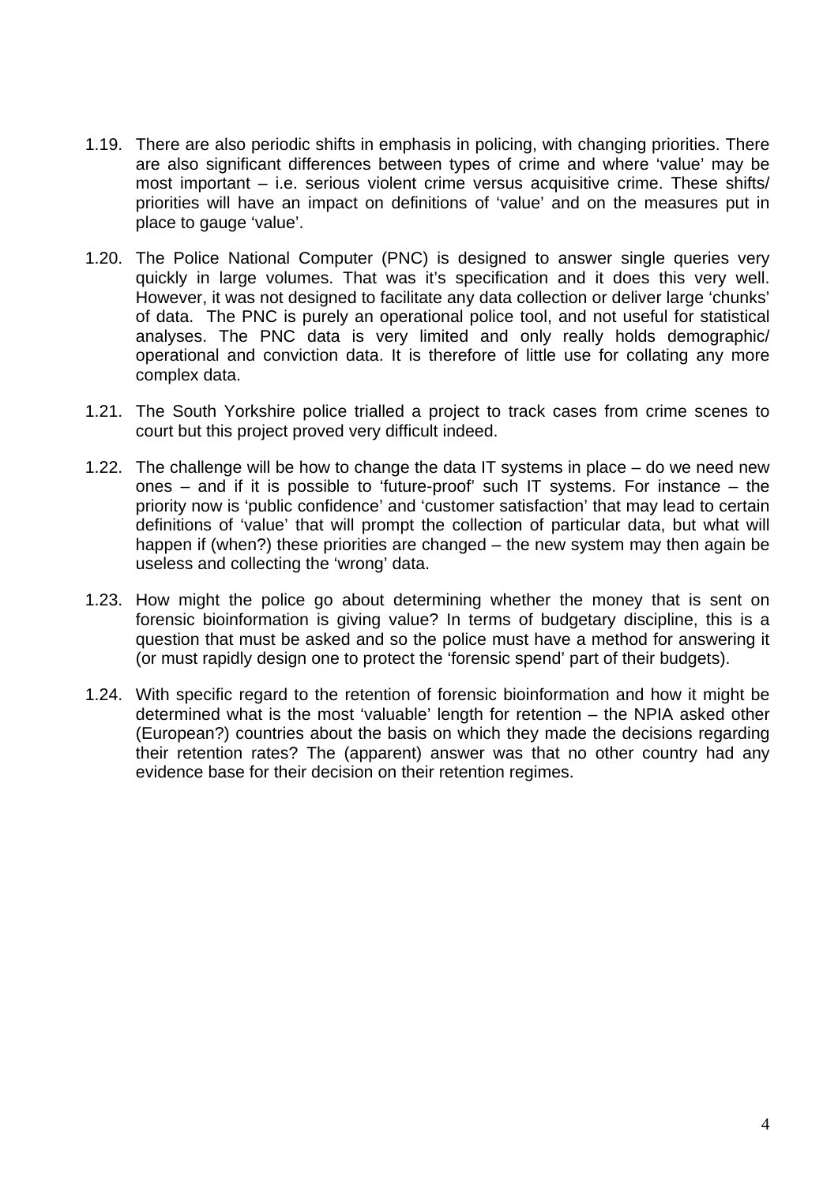1.19. There are also periodic shifts in emphasis in policing, with changing priorities. There are also significant differences between types of crime and where 'value' may be most important – i.e. serious violent crime versus acquisitive crime. These shifts/ priorities will have an impact on definitions of 'value' and on the measures put in place to gauge 'value'.

1.20. The Police National Computer (PNC) is designed to answer single queries very quickly in large volumes. That was it's specification and it does this very well. However, it was not designed to facilitate any data collection or deliver large 'chunks' of data. The PNC is purely an operational police tool, and not useful for statistical analyses. The PNC data is very limited and only really holds demographic/ operational and conviction data. It is therefore of little use for collating any more complex data.

1.21. The South Yorkshire police trialled a project to track cases from crime scenes to court but this project proved very difficult indeed.

1.22. The challenge will be how to change the data IT systems in place – do we need new ones – and if it is possible to 'future-proof' such IT systems. For instance – the priority now is 'public confidence' and 'customer satisfaction' that may lead to certain definitions of 'value' that will prompt the collection of particular data, but what will happen if (when?) these priorities are changed – the new system may then again be useless and collecting the 'wrong' data.

1.23. How might the police go about determining whether the money that is sent on forensic bioinformation is giving value? In terms of budgetary discipline, this is a question that must be asked and so the police must have a method for answering it (or must rapidly design one to protect the 'forensic spend' part of their budgets).

1.24. With specific regard to the retention of forensic bioinformation and how it might be determined what is the most 'valuable' length for retention – the NPIA asked other (European?) countries about the basis on which they made the decisions regarding their retention rates? The (apparent) answer was that no other country had any evidence base for their decision on their retention regimes.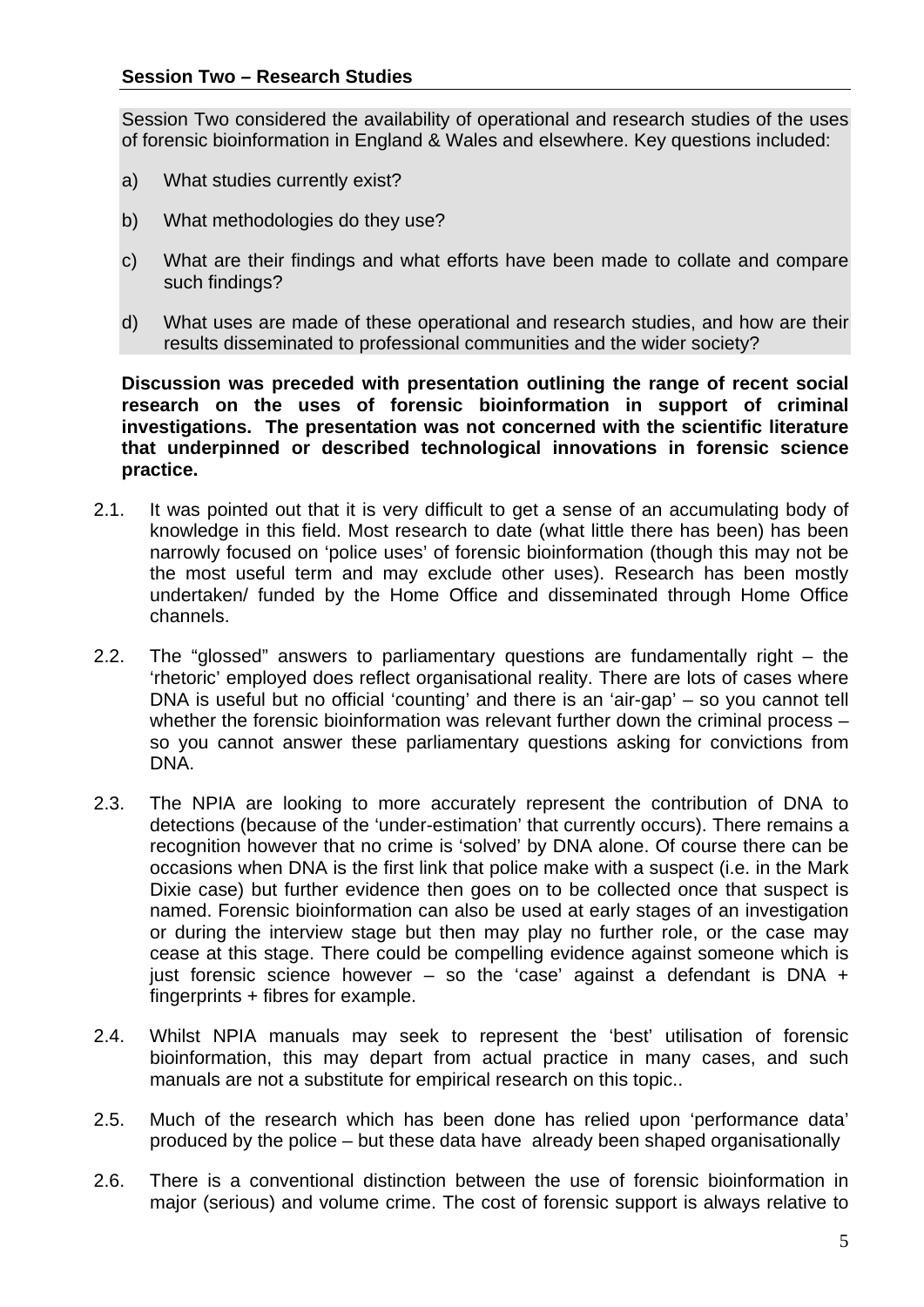**Session Two – Research Studies**

Session Two considered the availability of operational and research studies of the uses of forensic bioinformation in England & Wales and elsewhere. Key questions included:

a) What studies currently exist?

b) What methodologies do they use?

c) What are their findings and what efforts have been made to collate and compare such findings?

d) What uses are made of these operational and research studies, and how are their results disseminated to professional communities and the wider society?

**Discussion was preceded with presentation outlining the range of recent social research on the uses of forensic bioinformation in support of criminal investigations. The presentation was not concerned with the scientific literature that underpinned or described technological innovations in forensic science practice.**

2.1. It was pointed out that it is very difficult to get a sense of an accumulating body of knowledge in this field. Most research to date (what little there has been) has been narrowly focused on 'police uses' of forensic bioinformation (though this may not be the most useful term and may exclude other uses). Research has been mostly undertaken/ funded by the Home Office and disseminated through Home Office channels.

2.2. The "glossed" answers to parliamentary questions are fundamentally right – the 'rhetoric' employed does reflect organisational reality. There are lots of cases where DNA is useful but no official 'counting' and there is an 'air-gap' – so you cannot tell whether the forensic bioinformation was relevant further down the criminal process – so you cannot answer these parliamentary questions asking for convictions from DNA.

2.3. The NPIA are looking to more accurately represent the contribution of DNA to detections (because of the 'under-estimation' that currently occurs). There remains a recognition however that no crime is 'solved' by DNA alone. Of course there can be occasions when DNA is the first link that police make with a suspect (i.e. in the Mark Dixie case) but further evidence then goes on to be collected once that suspect is named. Forensic bioinformation can also be used at early stages of an investigation or during the interview stage but then may play no further role, or the case may cease at this stage. There could be compelling evidence against someone which is just forensic science however – so the 'case' against a defendant is DNA + fingerprints + fibres for example.

2.4. Whilst NPIA manuals may seek to represent the 'best' utilisation of forensic bioinformation, this may depart from actual practice in many cases, and such manuals are not a substitute for empirical research on this topic..

2.5. Much of the research which has been done has relied upon 'performance data' produced by the police – but these data have already been shaped organisationally

2.6. There is a conventional distinction between the use of forensic bioinformation in major (serious) and volume crime. The cost of forensic support is always relative to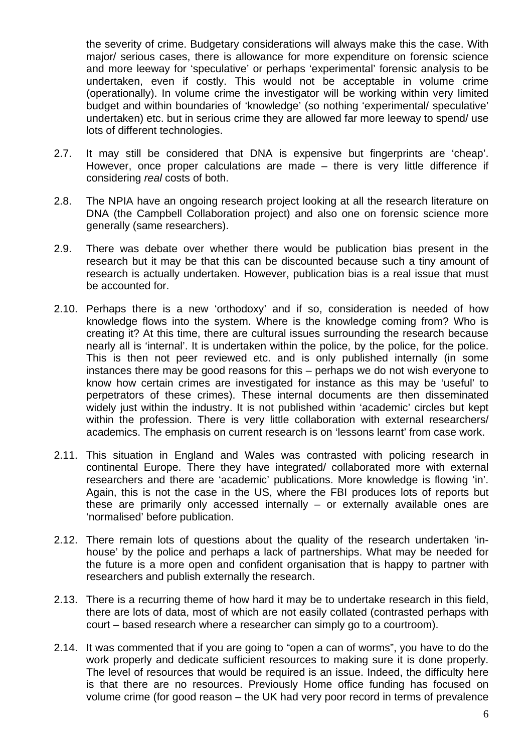the severity of crime. Budgetary considerations will always make this the case. With major/ serious cases, there is allowance for more expenditure on forensic science and more leeway for ‘speculative’ or perhaps ‘experimental’ forensic analysis to be undertaken, even if costly. This would not be acceptable in volume crime (operationally). In volume crime the investigator will be working within very limited budget and within boundaries of ‘knowledge’ (so nothing ‘experimental/ speculative’ undertaken) etc. but in serious crime they are allowed far more leeway to spend/ use lots of different technologies.

2.7. It may still be considered that DNA is expensive but fingerprints are ‘cheap’. However, once proper calculations are made – there is very little difference if considering *real* costs of both.

2.8. The NPIA have an ongoing research project looking at all the research literature on DNA (the Campbell Collaboration project) and also one on forensic science more generally (same researchers).

2.9. There was debate over whether there would be publication bias present in the research but it may be that this can be discounted because such a tiny amount of research is actually undertaken. However, publication bias is a real issue that must be accounted for.

2.10. Perhaps there is a new ‘orthodoxy’ and if so, consideration is needed of how knowledge flows into the system. Where is the knowledge coming from? Who is creating it? At this time, there are cultural issues surrounding the research because nearly all is ‘internal’. It is undertaken within the police, by the police, for the police. This is then not peer reviewed etc. and is only published internally (in some instances there may be good reasons for this – perhaps we do not wish everyone to know how certain crimes are investigated for instance as this may be ‘useful’ to perpetrators of these crimes). These internal documents are then disseminated widely just within the industry. It is not published within ‘academic’ circles but kept within the profession. There is very little collaboration with external researchers/ academics. The emphasis on current research is on ‘lessons learnt’ from case work.

2.11. This situation in England and Wales was contrasted with policing research in continental Europe. There they have integrated/ collaborated more with external researchers and there are ‘academic’ publications. More knowledge is flowing ‘in’. Again, this is not the case in the US, where the FBI produces lots of reports but these are primarily only accessed internally – or externally available ones are ‘normalised’ before publication.

2.12. There remain lots of questions about the quality of the research undertaken ‘in-house’ by the police and perhaps a lack of partnerships. What may be needed for the future is a more open and confident organisation that is happy to partner with researchers and publish externally the research.

2.13. There is a recurring theme of how hard it may be to undertake research in this field, there are lots of data, most of which are not easily collated (contrasted perhaps with court – based research where a researcher can simply go to a courtroom).

2.14. It was commented that if you are going to “open a can of worms”, you have to do the work properly and dedicate sufficient resources to making sure it is done properly. The level of resources that would be required is an issue. Indeed, the difficulty here is that there are no resources. Previously Home office funding has focused on volume crime (for good reason – the UK had very poor record in terms of prevalence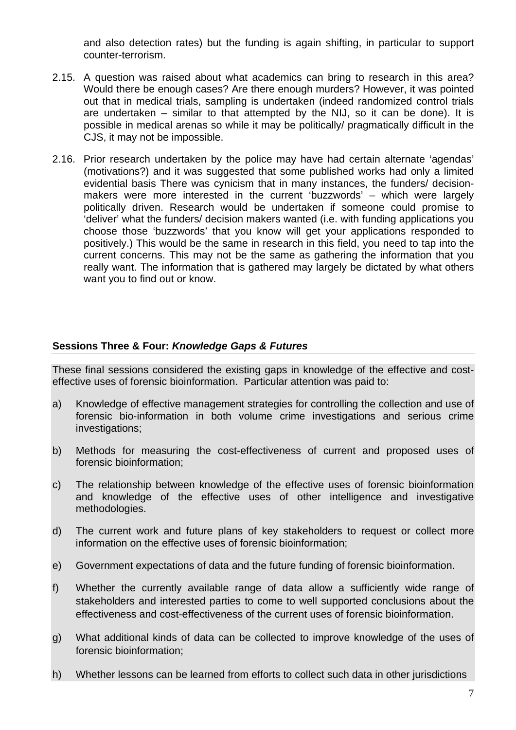and also detection rates) but the funding is again shifting, in particular to support counter-terrorism.

2.15. A question was raised about what academics can bring to research in this area? Would there be enough cases? Are there enough murders? However, it was pointed out that in medical trials, sampling is undertaken (indeed randomized control trials are undertaken – similar to that attempted by the NIJ, so it can be done). It is possible in medical arenas so while it may be politically/ pragmatically difficult in the CJS, it may not be impossible.

2.16. Prior research undertaken by the police may have had certain alternate 'agendas' (motivations?) and it was suggested that some published works had only a limited evidential basis There was cynicism that in many instances, the funders/ decision-makers were more interested in the current 'buzzwords' – which were largely politically driven. Research would be undertaken if someone could promise to 'deliver' what the funders/ decision makers wanted (i.e. with funding applications you choose those 'buzzwords' that you know will get your applications responded to positively.) This would be the same in research in this field, you need to tap into the current concerns. This may not be the same as gathering the information that you really want. The information that is gathered may largely be dictated by what others want you to find out or know.

## Sessions Three & Four: *Knowledge Gaps & Futures*

These final sessions considered the existing gaps in knowledge of the effective and cost-effective uses of forensic bioinformation. Particular attention was paid to:

a) Knowledge of effective management strategies for controlling the collection and use of forensic bio-information in both volume crime investigations and serious crime investigations;

b) Methods for measuring the cost-effectiveness of current and proposed uses of forensic bioinformation;

c) The relationship between knowledge of the effective uses of forensic bioinformation and knowledge of the effective uses of other intelligence and investigative methodologies.

d) The current work and future plans of key stakeholders to request or collect more information on the effective uses of forensic bioinformation;

e) Government expectations of data and the future funding of forensic bioinformation.

f) Whether the currently available range of data allow a sufficiently wide range of stakeholders and interested parties to come to well supported conclusions about the effectiveness and cost-effectiveness of the current uses of forensic bioinformation.

g) What additional kinds of data can be collected to improve knowledge of the uses of forensic bioinformation;

h) Whether lessons can be learned from efforts to collect such data in other jurisdictions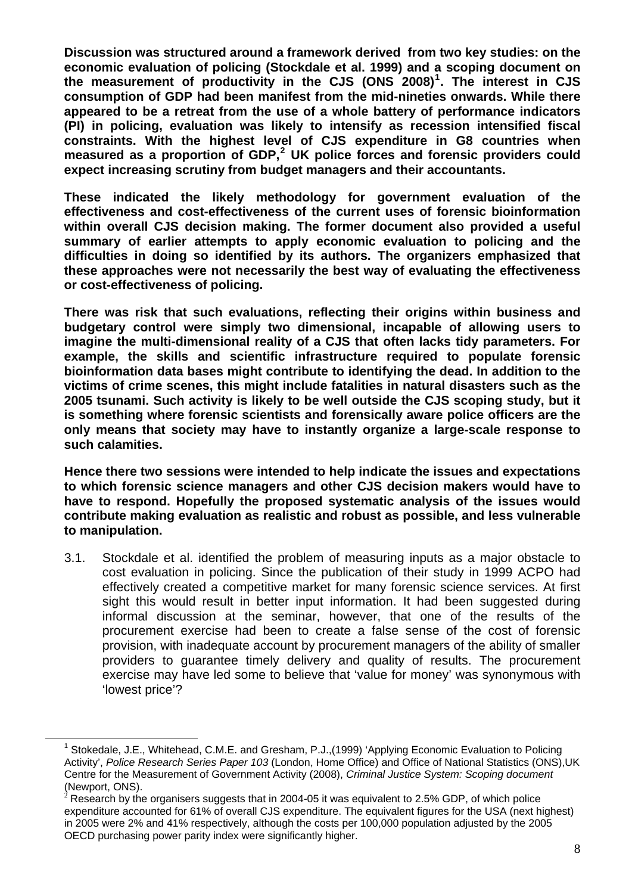**Discussion was structured around a framework derived from two key studies: on the economic evaluation of policing (Stockdale et al. 1999) and a scoping document on the measurement of productivity in the CJS (ONS 2008)[1]. The interest in CJS consumption of GDP had been manifest from the mid-nineties onwards. While there appeared to be a retreat from the use of a whole battery of performance indicators (PI) in policing, evaluation was likely to intensify as recession intensified fiscal constraints. With the highest level of CJS expenditure in G8 countries when measured as a proportion of GDP,[2] UK police forces and forensic providers could expect increasing scrutiny from budget managers and their accountants.**

**These indicated the likely methodology for government evaluation of the effectiveness and cost-effectiveness of the current uses of forensic bioinformation within overall CJS decision making. The former document also provided a useful summary of earlier attempts to apply economic evaluation to policing and the difficulties in doing so identified by its authors. The organizers emphasized that these approaches were not necessarily the best way of evaluating the effectiveness or cost-effectiveness of policing.**

**There was risk that such evaluations, reflecting their origins within business and budgetary control were simply two dimensional, incapable of allowing users to imagine the multi-dimensional reality of a CJS that often lacks tidy parameters. For example, the skills and scientific infrastructure required to populate forensic bioinformation data bases might contribute to identifying the dead. In addition to the victims of crime scenes, this might include fatalities in natural disasters such as the 2005 tsunami. Such activity is likely to be well outside the CJS scoping study, but it is something where forensic scientists and forensically aware police officers are the only means that society may have to instantly organize a large-scale response to such calamities.**

**Hence there two sessions were intended to help indicate the issues and expectations to which forensic science managers and other CJS decision makers would have to have to respond. Hopefully the proposed systematic analysis of the issues would contribute making evaluation as realistic and robust as possible, and less vulnerable to manipulation.**

3.1. Stockdale et al. identified the problem of measuring inputs as a major obstacle to cost evaluation in policing. Since the publication of their study in 1999 ACPO had effectively created a competitive market for many forensic science services. At first sight this would result in better input information. It had been suggested during informal discussion at the seminar, however, that one of the results of the procurement exercise had been to create a false sense of the cost of forensic provision, with inadequate account by procurement managers of the ability of smaller providers to guarantee timely delivery and quality of results. The procurement exercise may have led some to believe that 'value for money' was synonymous with 'lowest price'?

---

[1] Stokedale, J.E., Whitehead, C.M.E. and Gresham, P.J.,(1999) 'Applying Economic Evaluation to Policing Activity', *Police Research Series Paper 103* (London, Home Office) and Office of National Statistics (ONS),UK Centre for the Measurement of Government Activity (2008), *Criminal Justice System: Scoping document* (Newport, ONS).

[2] Research by the organisers suggests that in 2004-05 it was equivalent to 2.5% GDP, of which police expenditure accounted for 61% of overall CJS expenditure. The equivalent figures for the USA (next highest) in 2005 were 2% and 41% respectively, although the costs per 100,000 population adjusted by the 2005 OECD purchasing power parity index were significantly higher.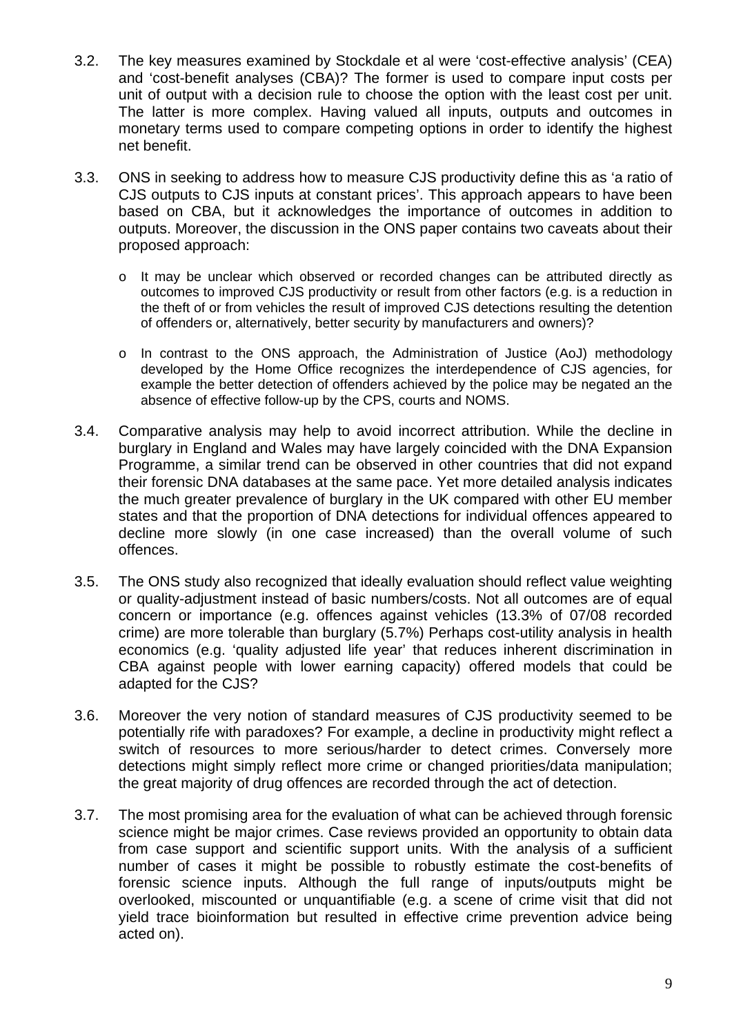3.2. The key measures examined by Stockdale et al were 'cost-effective analysis' (CEA) and 'cost-benefit analyses (CBA)? The former is used to compare input costs per unit of output with a decision rule to choose the option with the least cost per unit. The latter is more complex. Having valued all inputs, outputs and outcomes in monetary terms used to compare competing options in order to identify the highest net benefit.

3.3. ONS in seeking to address how to measure CJS productivity define this as 'a ratio of CJS outputs to CJS inputs at constant prices'. This approach appears to have been based on CBA, but it acknowledges the importance of outcomes in addition to outputs. Moreover, the discussion in the ONS paper contains two caveats about their proposed approach:

- It may be unclear which observed or recorded changes can be attributed directly as outcomes to improved CJS productivity or result from other factors (e.g. is a reduction in the theft of or from vehicles the result of improved CJS detections resulting the detention of offenders or, alternatively, better security by manufacturers and owners)?
- In contrast to the ONS approach, the Administration of Justice (AoJ) methodology developed by the Home Office recognizes the interdependence of CJS agencies, for example the better detection of offenders achieved by the police may be negated an the absence of effective follow-up by the CPS, courts and NOMS.

3.4. Comparative analysis may help to avoid incorrect attribution. While the decline in burglary in England and Wales may have largely coincided with the DNA Expansion Programme, a similar trend can be observed in other countries that did not expand their forensic DNA databases at the same pace. Yet more detailed analysis indicates the much greater prevalence of burglary in the UK compared with other EU member states and that the proportion of DNA detections for individual offences appeared to decline more slowly (in one case increased) than the overall volume of such offences.

3.5. The ONS study also recognized that ideally evaluation should reflect value weighting or quality-adjustment instead of basic numbers/costs. Not all outcomes are of equal concern or importance (e.g. offences against vehicles (13.3% of 07/08 recorded crime) are more tolerable than burglary (5.7%) Perhaps cost-utility analysis in health economics (e.g. 'quality adjusted life year' that reduces inherent discrimination in CBA against people with lower earning capacity) offered models that could be adapted for the CJS?

3.6. Moreover the very notion of standard measures of CJS productivity seemed to be potentially rife with paradoxes? For example, a decline in productivity might reflect a switch of resources to more serious/harder to detect crimes. Conversely more detections might simply reflect more crime or changed priorities/data manipulation; the great majority of drug offences are recorded through the act of detection.

3.7. The most promising area for the evaluation of what can be achieved through forensic science might be major crimes. Case reviews provided an opportunity to obtain data from case support and scientific support units. With the analysis of a sufficient number of cases it might be possible to robustly estimate the cost-benefits of forensic science inputs. Although the full range of inputs/outputs might be overlooked, miscounted or unquantifiable (e.g. a scene of crime visit that did not yield trace bioinformation but resulted in effective crime prevention advice being acted on).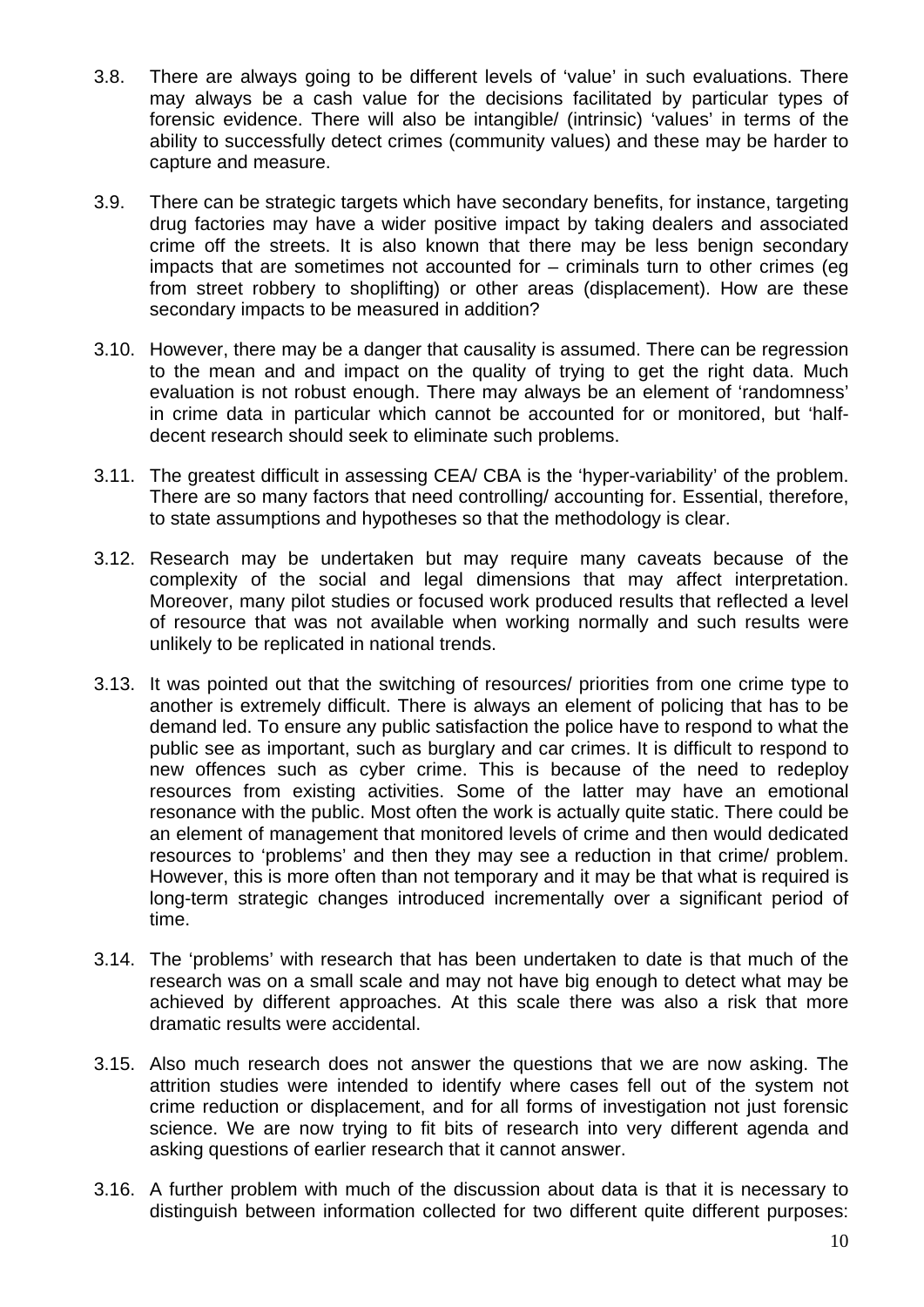3.8. There are always going to be different levels of 'value' in such evaluations. There may always be a cash value for the decisions facilitated by particular types of forensic evidence. There will also be intangible/ (intrinsic) 'values' in terms of the ability to successfully detect crimes (community values) and these may be harder to capture and measure.

3.9. There can be strategic targets which have secondary benefits, for instance, targeting drug factories may have a wider positive impact by taking dealers and associated crime off the streets. It is also known that there may be less benign secondary impacts that are sometimes not accounted for – criminals turn to other crimes (eg from street robbery to shoplifting) or other areas (displacement). How are these secondary impacts to be measured in addition?

3.10. However, there may be a danger that causality is assumed. There can be regression to the mean and and impact on the quality of trying to get the right data. Much evaluation is not robust enough. There may always be an element of 'randomness' in crime data in particular which cannot be accounted for or monitored, but 'half-decent research should seek to eliminate such problems.

3.11. The greatest difficult in assessing CEA/ CBA is the 'hyper-variability' of the problem. There are so many factors that need controlling/ accounting for. Essential, therefore, to state assumptions and hypotheses so that the methodology is clear.

3.12. Research may be undertaken but may require many caveats because of the complexity of the social and legal dimensions that may affect interpretation. Moreover, many pilot studies or focused work produced results that reflected a level of resource that was not available when working normally and such results were unlikely to be replicated in national trends.

3.13. It was pointed out that the switching of resources/ priorities from one crime type to another is extremely difficult. There is always an element of policing that has to be demand led. To ensure any public satisfaction the police have to respond to what the public see as important, such as burglary and car crimes. It is difficult to respond to new offences such as cyber crime. This is because of the need to redeploy resources from existing activities. Some of the latter may have an emotional resonance with the public. Most often the work is actually quite static. There could be an element of management that monitored levels of crime and then would dedicated resources to 'problems' and then they may see a reduction in that crime/ problem. However, this is more often than not temporary and it may be that what is required is long-term strategic changes introduced incrementally over a significant period of time.

3.14. The 'problems' with research that has been undertaken to date is that much of the research was on a small scale and may not have big enough to detect what may be achieved by different approaches. At this scale there was also a risk that more dramatic results were accidental.

3.15. Also much research does not answer the questions that we are now asking. The attrition studies were intended to identify where cases fell out of the system not crime reduction or displacement, and for all forms of investigation not just forensic science. We are now trying to fit bits of research into very different agenda and asking questions of earlier research that it cannot answer.

3.16. A further problem with much of the discussion about data is that it is necessary to distinguish between information collected for two different quite different purposes: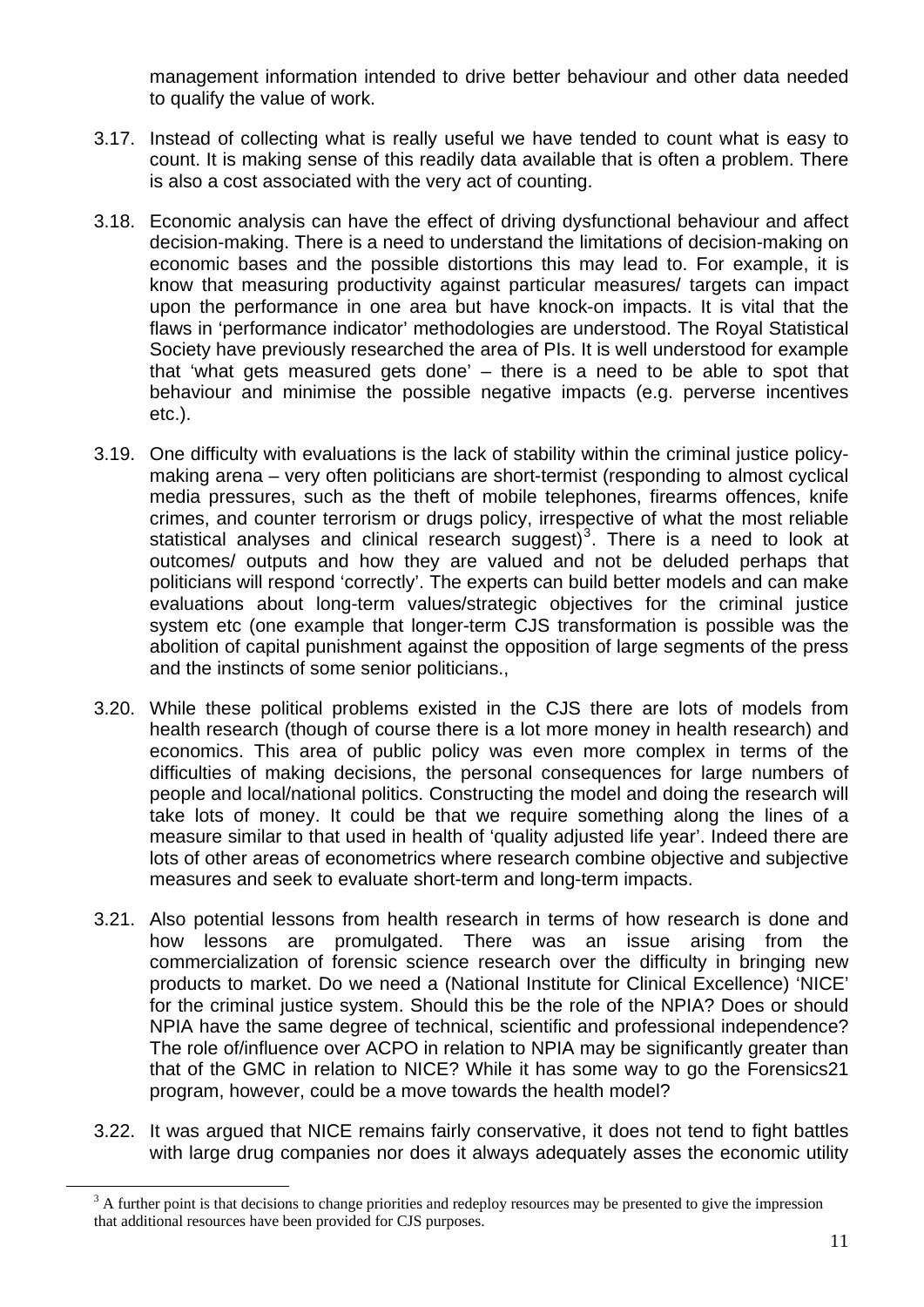management information intended to drive better behaviour and other data needed to qualify the value of work.

3.17. Instead of collecting what is really useful we have tended to count what is easy to count. It is making sense of this readily data available that is often a problem. There is also a cost associated with the very act of counting.

3.18. Economic analysis can have the effect of driving dysfunctional behaviour and affect decision-making. There is a need to understand the limitations of decision-making on economic bases and the possible distortions this may lead to. For example, it is know that measuring productivity against particular measures/ targets can impact upon the performance in one area but have knock-on impacts. It is vital that the flaws in 'performance indicator' methodologies are understood. The Royal Statistical Society have previously researched the area of PIs. It is well understood for example that 'what gets measured gets done' – there is a need to be able to spot that behaviour and minimise the possible negative impacts (e.g. perverse incentives etc.).

3.19. One difficulty with evaluations is the lack of stability within the criminal justice policy-making arena – very often politicians are short-termist (responding to almost cyclical media pressures, such as the theft of mobile telephones, firearms offences, knife crimes, and counter terrorism or drugs policy, irrespective of what the most reliable statistical analyses and clinical research suggest)[3]. There is a need to look at outcomes/ outputs and how they are valued and not be deluded perhaps that politicians will respond 'correctly'. The experts can build better models and can make evaluations about long-term values/strategic objectives for the criminal justice system etc (one example that longer-term CJS transformation is possible was the abolition of capital punishment against the opposition of large segments of the press and the instincts of some senior politicians.,

3.20. While these political problems existed in the CJS there are lots of models from health research (though of course there is a lot more money in health research) and economics. This area of public policy was even more complex in terms of the difficulties of making decisions, the personal consequences for large numbers of people and local/national politics. Constructing the model and doing the research will take lots of money. It could be that we require something along the lines of a measure similar to that used in health of 'quality adjusted life year'. Indeed there are lots of other areas of econometrics where research combine objective and subjective measures and seek to evaluate short-term and long-term impacts.

3.21. Also potential lessons from health research in terms of how research is done and how lessons are promulgated. There was an issue arising from the commercialization of forensic science research over the difficulty in bringing new products to market. Do we need a (National Institute for Clinical Excellence) 'NICE' for the criminal justice system. Should this be the role of the NPIA? Does or should NPIA have the same degree of technical, scientific and professional independence? The role of/influence over ACPO in relation to NPIA may be significantly greater than that of the GMC in relation to NICE? While it has some way to go the Forensics21 program, however, could be a move towards the health model?

3.22. It was argued that NICE remains fairly conservative, it does not tend to fight battles with large drug companies nor does it always adequately asses the economic utility

---

[3] A further point is that decisions to change priorities and redeploy resources may be presented to give the impression that additional resources have been provided for CJS purposes.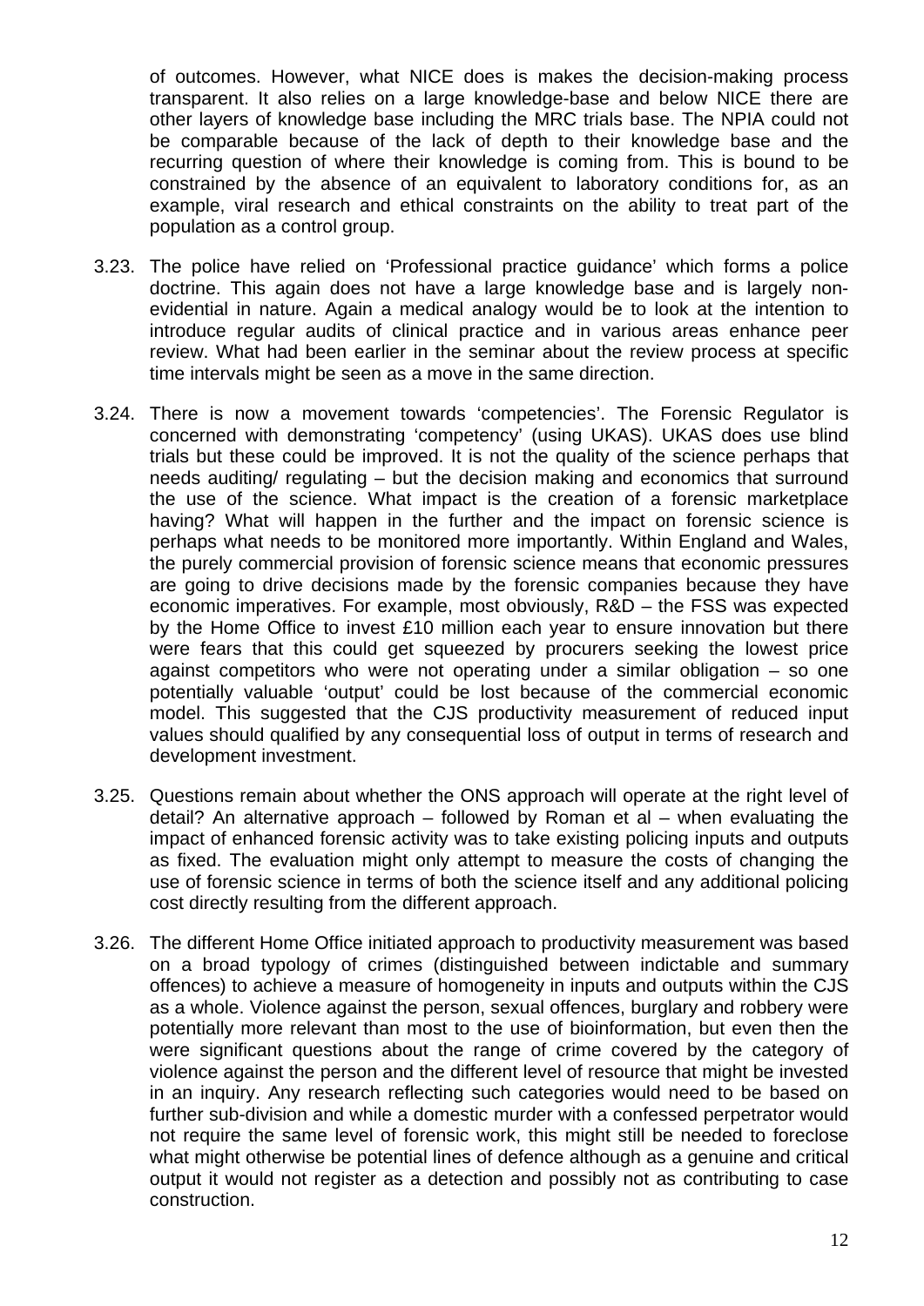of outcomes. However, what NICE does is makes the decision-making process transparent. It also relies on a large knowledge-base and below NICE there are other layers of knowledge base including the MRC trials base. The NPIA could not be comparable because of the lack of depth to their knowledge base and the recurring question of where their knowledge is coming from. This is bound to be constrained by the absence of an equivalent to laboratory conditions for, as an example, viral research and ethical constraints on the ability to treat part of the population as a control group.

3.23. The police have relied on 'Professional practice guidance' which forms a police doctrine. This again does not have a large knowledge base and is largely non-evidential in nature. Again a medical analogy would be to look at the intention to introduce regular audits of clinical practice and in various areas enhance peer review. What had been earlier in the seminar about the review process at specific time intervals might be seen as a move in the same direction.

3.24. There is now a movement towards 'competencies'. The Forensic Regulator is concerned with demonstrating 'competency' (using UKAS). UKAS does use blind trials but these could be improved. It is not the quality of the science perhaps that needs auditing/ regulating – but the decision making and economics that surround the use of the science. What impact is the creation of a forensic marketplace having? What will happen in the further and the impact on forensic science is perhaps what needs to be monitored more importantly. Within England and Wales, the purely commercial provision of forensic science means that economic pressures are going to drive decisions made by the forensic companies because they have economic imperatives. For example, most obviously, R&D – the FSS was expected by the Home Office to invest £10 million each year to ensure innovation but there were fears that this could get squeezed by procurers seeking the lowest price against competitors who were not operating under a similar obligation – so one potentially valuable 'output' could be lost because of the commercial economic model. This suggested that the CJS productivity measurement of reduced input values should qualified by any consequential loss of output in terms of research and development investment.

3.25. Questions remain about whether the ONS approach will operate at the right level of detail? An alternative approach – followed by Roman et al – when evaluating the impact of enhanced forensic activity was to take existing policing inputs and outputs as fixed. The evaluation might only attempt to measure the costs of changing the use of forensic science in terms of both the science itself and any additional policing cost directly resulting from the different approach.

3.26. The different Home Office initiated approach to productivity measurement was based on a broad typology of crimes (distinguished between indictable and summary offences) to achieve a measure of homogeneity in inputs and outputs within the CJS as a whole. Violence against the person, sexual offences, burglary and robbery were potentially more relevant than most to the use of bioinformation, but even then the were significant questions about the range of crime covered by the category of violence against the person and the different level of resource that might be invested in an inquiry. Any research reflecting such categories would need to be based on further sub-division and while a domestic murder with a confessed perpetrator would not require the same level of forensic work, this might still be needed to foreclose what might otherwise be potential lines of defence although as a genuine and critical output it would not register as a detection and possibly not as contributing to case construction.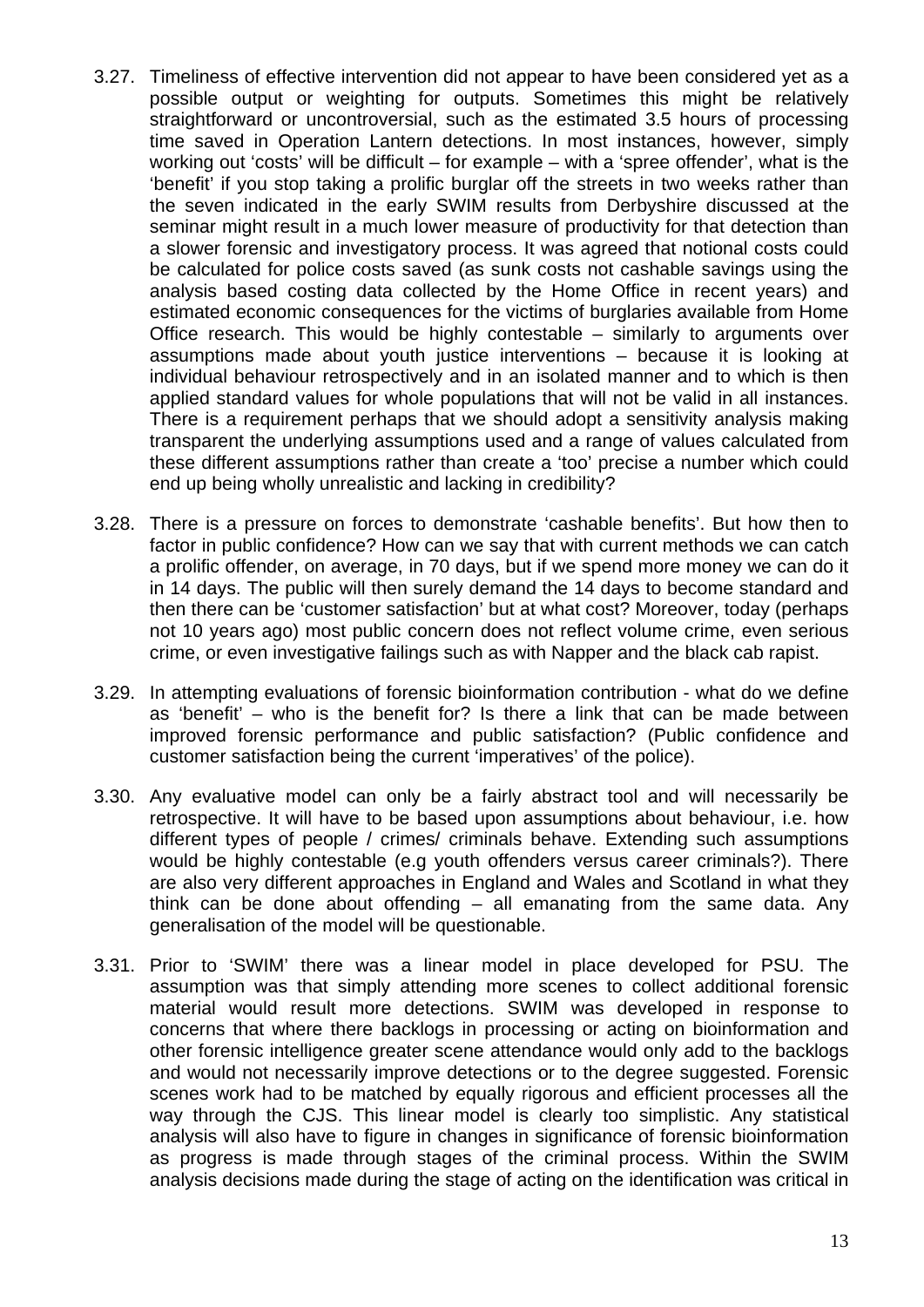3.27. Timeliness of effective intervention did not appear to have been considered yet as a possible output or weighting for outputs. Sometimes this might be relatively straightforward or uncontroversial, such as the estimated 3.5 hours of processing time saved in Operation Lantern detections. In most instances, however, simply working out 'costs' will be difficult – for example – with a 'spree offender', what is the 'benefit' if you stop taking a prolific burglar off the streets in two weeks rather than the seven indicated in the early SWIM results from Derbyshire discussed at the seminar might result in a much lower measure of productivity for that detection than a slower forensic and investigatory process. It was agreed that notional costs could be calculated for police costs saved (as sunk costs not cashable savings using the analysis based costing data collected by the Home Office in recent years) and estimated economic consequences for the victims of burglaries available from Home Office research. This would be highly contestable – similarly to arguments over assumptions made about youth justice interventions – because it is looking at individual behaviour retrospectively and in an isolated manner and to which is then applied standard values for whole populations that will not be valid in all instances. There is a requirement perhaps that we should adopt a sensitivity analysis making transparent the underlying assumptions used and a range of values calculated from these different assumptions rather than create a 'too' precise a number which could end up being wholly unrealistic and lacking in credibility?

3.28. There is a pressure on forces to demonstrate 'cashable benefits'. But how then to factor in public confidence? How can we say that with current methods we can catch a prolific offender, on average, in 70 days, but if we spend more money we can do it in 14 days. The public will then surely demand the 14 days to become standard and then there can be 'customer satisfaction' but at what cost? Moreover, today (perhaps not 10 years ago) most public concern does not reflect volume crime, even serious crime, or even investigative failings such as with Napper and the black cab rapist.

3.29. In attempting evaluations of forensic bioinformation contribution - what do we define as 'benefit' – who is the benefit for? Is there a link that can be made between improved forensic performance and public satisfaction? (Public confidence and customer satisfaction being the current 'imperatives' of the police).

3.30. Any evaluative model can only be a fairly abstract tool and will necessarily be retrospective. It will have to be based upon assumptions about behaviour, i.e. how different types of people / crimes/ criminals behave. Extending such assumptions would be highly contestable (e.g youth offenders versus career criminals?). There are also very different approaches in England and Wales and Scotland in what they think can be done about offending – all emanating from the same data. Any generalisation of the model will be questionable.

3.31. Prior to 'SWIM' there was a linear model in place developed for PSU. The assumption was that simply attending more scenes to collect additional forensic material would result more detections. SWIM was developed in response to concerns that where there backlogs in processing or acting on bioinformation and other forensic intelligence greater scene attendance would only add to the backlogs and would not necessarily improve detections or to the degree suggested. Forensic scenes work had to be matched by equally rigorous and efficient processes all the way through the CJS. This linear model is clearly too simplistic. Any statistical analysis will also have to figure in changes in significance of forensic bioinformation as progress is made through stages of the criminal process. Within the SWIM analysis decisions made during the stage of acting on the identification was critical in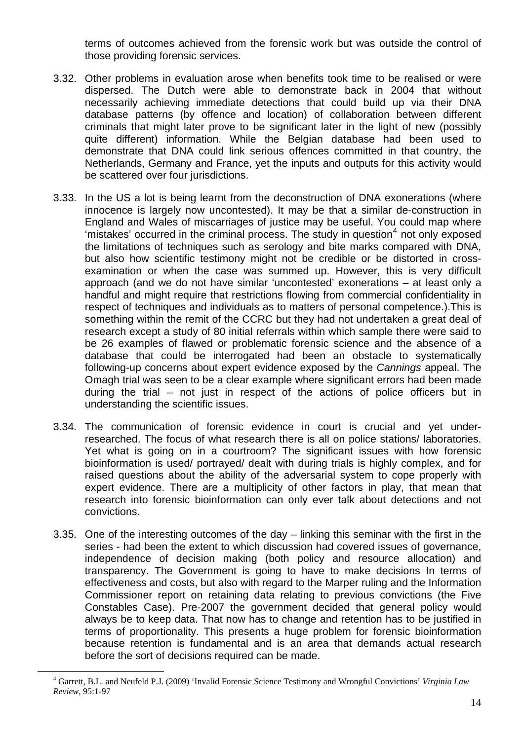terms of outcomes achieved from the forensic work but was outside the control of those providing forensic services.

3.32. Other problems in evaluation arose when benefits took time to be realised or were dispersed. The Dutch were able to demonstrate back in 2004 that without necessarily achieving immediate detections that could build up via their DNA database patterns (by offence and location) of collaboration between different criminals that might later prove to be significant later in the light of new (possibly quite different) information. While the Belgian database had been used to demonstrate that DNA could link serious offences committed in that country, the Netherlands, Germany and France, yet the inputs and outputs for this activity would be scattered over four jurisdictions.

3.33. In the US a lot is being learnt from the deconstruction of DNA exonerations (where innocence is largely now uncontested). It may be that a similar de-construction in England and Wales of miscarriages of justice may be useful. You could map where 'mistakes' occurred in the criminal process. The study in question[4] not only exposed the limitations of techniques such as serology and bite marks compared with DNA, but also how scientific testimony might not be credible or be distorted in cross-examination or when the case was summed up. However, this is very difficult approach (and we do not have similar 'uncontested' exonerations – at least only a handful and might require that restrictions flowing from commercial confidentiality in respect of techniques and individuals as to matters of personal competence.).This is something within the remit of the CCRC but they had not undertaken a great deal of research except a study of 80 initial referrals within which sample there were said to be 26 examples of flawed or problematic forensic science and the absence of a database that could be interrogated had been an obstacle to systematically following-up concerns about expert evidence exposed by the *Cannings* appeal. The Omagh trial was seen to be a clear example where significant errors had been made during the trial – not just in respect of the actions of police officers but in understanding the scientific issues.

3.34. The communication of forensic evidence in court is crucial and yet under-researched. The focus of what research there is all on police stations/ laboratories. Yet what is going on in a courtroom? The significant issues with how forensic bioinformation is used/ portrayed/ dealt with during trials is highly complex, and for raised questions about the ability of the adversarial system to cope properly with expert evidence. There are a multiplicity of other factors in play, that mean that research into forensic bioinformation can only ever talk about detections and not convictions.

3.35. One of the interesting outcomes of the day – linking this seminar with the first in the series - had been the extent to which discussion had covered issues of governance, independence of decision making (both policy and resource allocation) and transparency. The Government is going to have to make decisions In terms of effectiveness and costs, but also with regard to the Marper ruling and the Information Commissioner report on retaining data relating to previous convictions (the Five Constables Case). Pre-2007 the government decided that general policy would always be to keep data. That now has to change and retention has to be justified in terms of proportionality. This presents a huge problem for forensic bioinformation because retention is fundamental and is an area that demands actual research before the sort of decisions required can be made.

[4] Garrett, B.L. and Neufeld P.J. (2009) 'Invalid Forensic Science Testimony and Wrongful Convictions' *Virginia Law Review*, 95:1-97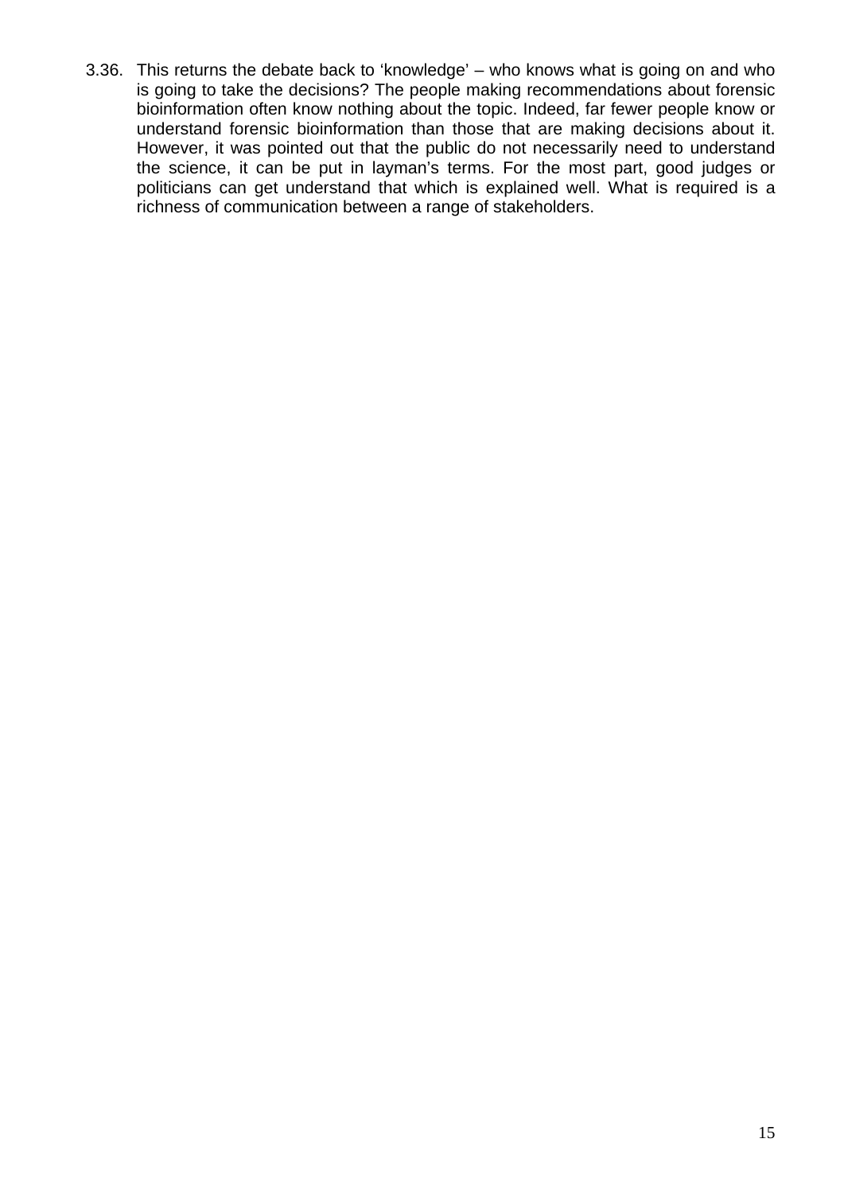3.36. This returns the debate back to 'knowledge' – who knows what is going on and who is going to take the decisions? The people making recommendations about forensic bioinformation often know nothing about the topic. Indeed, far fewer people know or understand forensic bioinformation than those that are making decisions about it. However, it was pointed out that the public do not necessarily need to understand the science, it can be put in layman's terms. For the most part, good judges or politicians can get understand that which is explained well. What is required is a richness of communication between a range of stakeholders.